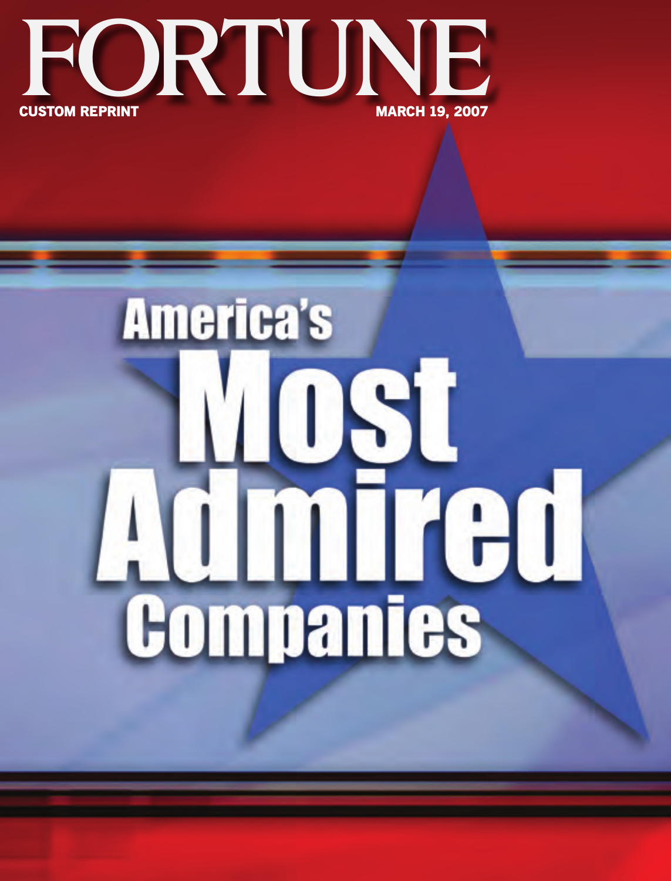# FORTUNE

CUSTOM REPRINT

MARCH 19, 2007

# America's Most Admired Companies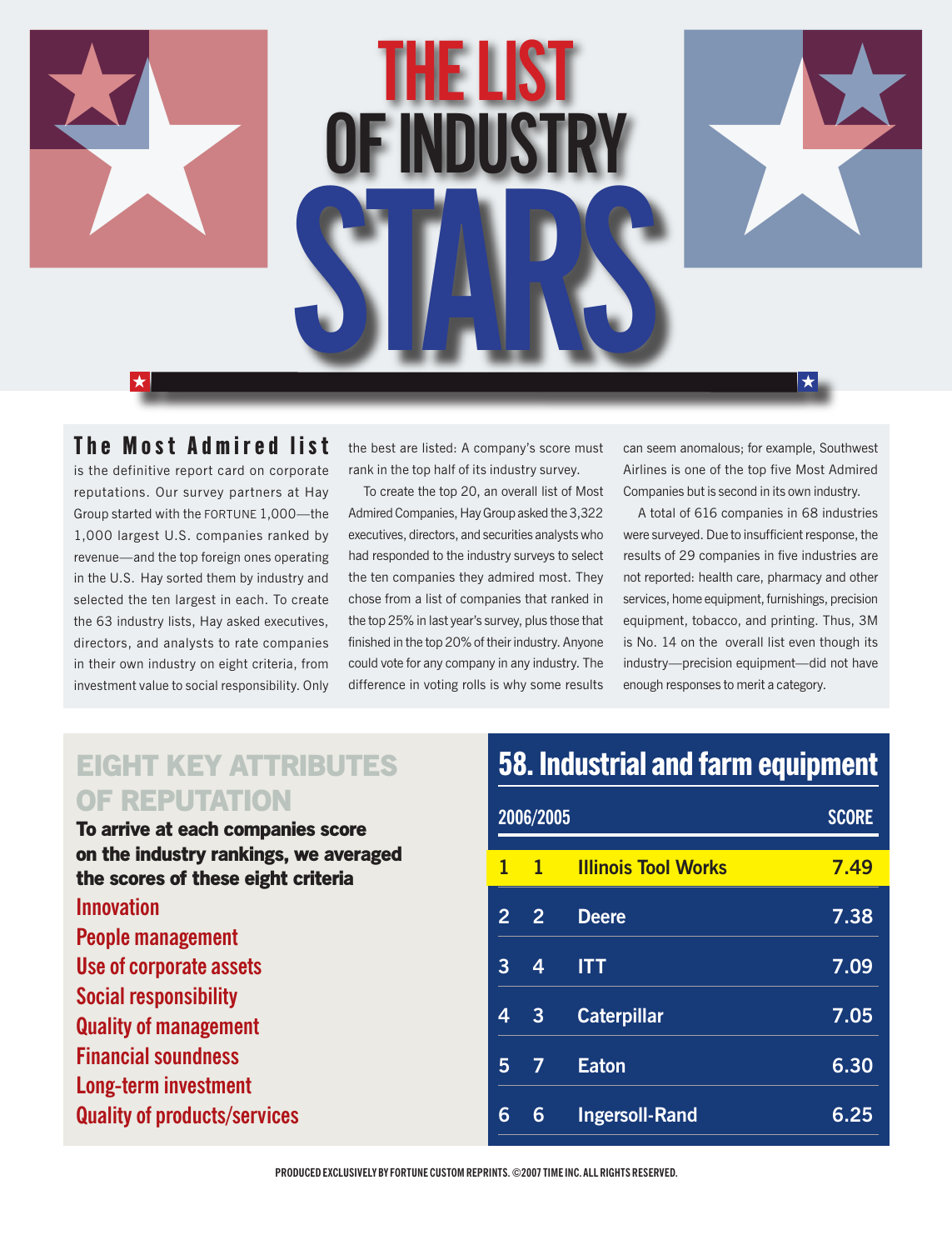# THE LIST OF INDUSTRY STARS

**The Most Admired list** is the definitive report card on corporate reputations. Our survey partners at Hay Group started with the FORTUNE 1,000—the 1,000 largest U.S. companies ranked by revenue—and the top foreign ones operating in the U.S. Hay sorted them by industry and selected the ten largest in each. To create the 63 industry lists, Hay asked executives, directors, and analysts to rate companies in their own industry on eight criteria, from investment value to social responsibility. Only the best are listed: A company's score must rank in the top half of its industry survey.

To create the top 20, an overall list of Most Admired Companies, Hay Group asked the 3,322 executives, directors, and securities analysts who had responded to the industry surveys to select the ten companies they admired most. They chose from a list of companies that ranked in the top 25% in last year's survey, plus those that finished in the top 20% of their industry. Anyone could vote for any company in any industry. The difference in voting rolls is why some results can seem anomalous; for example, Southwest Airlines is one of the top five Most Admired Companies but is second in its own industry.

A total of 616 companies in 68 industries were surveyed. Due to insufficient response, the results of 29 companies in five industries are not reported: health care, pharmacy and other services, home equipment, furnishings, precision equipment, tobacco, and printing. Thus, 3M is No. 14 on the overall list even though its industry—precision equipment—did not have enough responses to merit a category.

## EIGHT KEY ATTRIBUTES OF REPUTATION

**To arrive at each companies score on the industry rankings, we averaged the scores of these eight criteria**

- Innovation
- People management
- Use of corporate assets
- Social responsibility
- Quality of management
- Financial soundness
- Long-term investment
- Quality of products/services

## 58. Industrial and farm equipment

| 2006 | 2005 | Company | SCORE |
|---|---|---|---|
| 1 | 1 | Illinois Tool Works | 7.49 |
| 2 | 2 | Deere | 7.38 |
| 3 | 4 | ITT | 7.09 |
| 4 | 3 | Caterpillar | 7.05 |
| 5 | 7 | Eaton | 6.30 |
| 6 | 6 | Ingersoll-Rand | 6.25 |

PRODUCED EXCLUSIVELY BY FORTUNE CUSTOM REPRINTS. ©2007 TIME INC. ALL RIGHTS RESERVED.